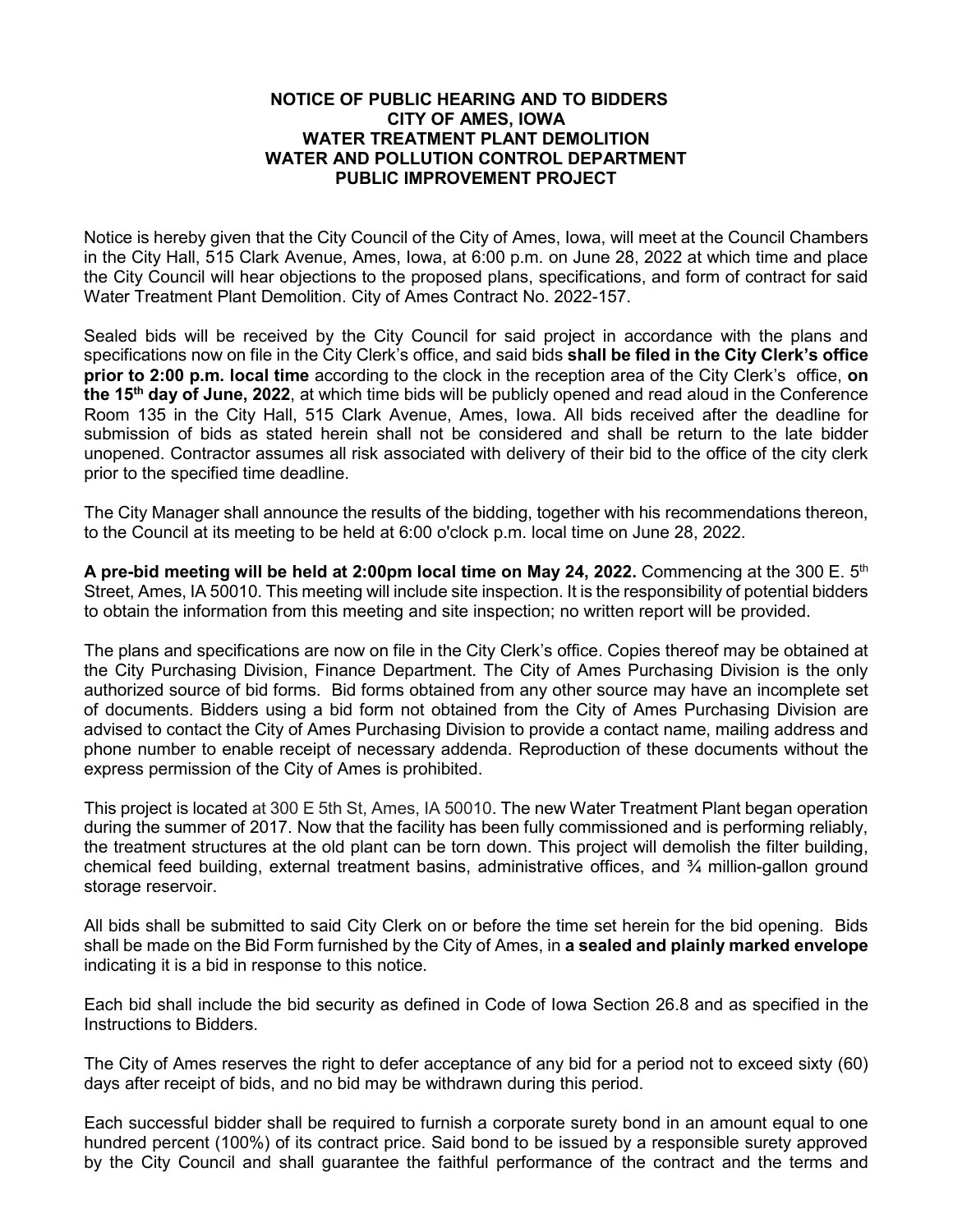**NOTICE OF PUBLIC HEARING AND TO BIDDERS**
**CITY OF AMES, IOWA**
**WATER TREATMENT PLANT DEMOLITION**
**WATER AND POLLUTION CONTROL DEPARTMENT**
**PUBLIC IMPROVEMENT PROJECT**

Notice is hereby given that the City Council of the City of Ames, Iowa, will meet at the Council Chambers in the City Hall, 515 Clark Avenue, Ames, Iowa, at 6:00 p.m. on June 28, 2022 at which time and place the City Council will hear objections to the proposed plans, specifications, and form of contract for said Water Treatment Plant Demolition. City of Ames Contract No. 2022-157.

Sealed bids will be received by the City Council for said project in accordance with the plans and specifications now on file in the City Clerk's office, and said bids **shall be filed in the City Clerk's office prior to 2:00 p.m. local time** according to the clock in the reception area of the City Clerk's office, **on the 15th day of June, 2022**, at which time bids will be publicly opened and read aloud in the Conference Room 135 in the City Hall, 515 Clark Avenue, Ames, Iowa. All bids received after the deadline for submission of bids as stated herein shall not be considered and shall be return to the late bidder unopened. Contractor assumes all risk associated with delivery of their bid to the office of the city clerk prior to the specified time deadline.

The City Manager shall announce the results of the bidding, together with his recommendations thereon, to the Council at its meeting to be held at 6:00 o'clock p.m. local time on June 28, 2022.

**A pre-bid meeting will be held at 2:00pm local time on May 24, 2022.** Commencing at the 300 E. 5th Street, Ames, IA 50010. This meeting will include site inspection. It is the responsibility of potential bidders to obtain the information from this meeting and site inspection; no written report will be provided.

The plans and specifications are now on file in the City Clerk's office. Copies thereof may be obtained at the City Purchasing Division, Finance Department. The City of Ames Purchasing Division is the only authorized source of bid forms. Bid forms obtained from any other source may have an incomplete set of documents. Bidders using a bid form not obtained from the City of Ames Purchasing Division are advised to contact the City of Ames Purchasing Division to provide a contact name, mailing address and phone number to enable receipt of necessary addenda. Reproduction of these documents without the express permission of the City of Ames is prohibited.

This project is located at 300 E 5th St, Ames, IA 50010. The new Water Treatment Plant began operation during the summer of 2017. Now that the facility has been fully commissioned and is performing reliably, the treatment structures at the old plant can be torn down. This project will demolish the filter building, chemical feed building, external treatment basins, administrative offices, and ¾ million-gallon ground storage reservoir.

All bids shall be submitted to said City Clerk on or before the time set herein for the bid opening. Bids shall be made on the Bid Form furnished by the City of Ames, in **a sealed and plainly marked envelope** indicating it is a bid in response to this notice.

Each bid shall include the bid security as defined in Code of Iowa Section 26.8 and as specified in the Instructions to Bidders.

The City of Ames reserves the right to defer acceptance of any bid for a period not to exceed sixty (60) days after receipt of bids, and no bid may be withdrawn during this period.

Each successful bidder shall be required to furnish a corporate surety bond in an amount equal to one hundred percent (100%) of its contract price. Said bond to be issued by a responsible surety approved by the City Council and shall guarantee the faithful performance of the contract and the terms and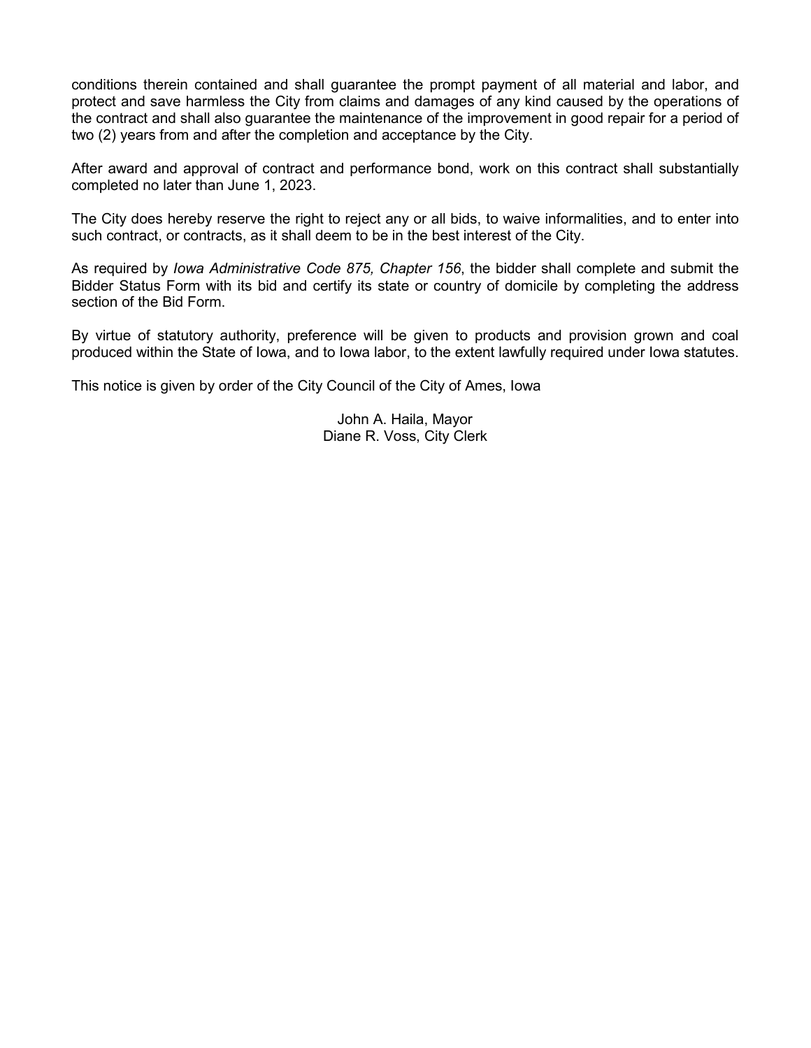conditions therein contained and shall guarantee the prompt payment of all material and labor, and protect and save harmless the City from claims and damages of any kind caused by the operations of the contract and shall also guarantee the maintenance of the improvement in good repair for a period of two (2) years from and after the completion and acceptance by the City.

After award and approval of contract and performance bond, work on this contract shall substantially completed no later than June 1, 2023.

The City does hereby reserve the right to reject any or all bids, to waive informalities, and to enter into such contract, or contracts, as it shall deem to be in the best interest of the City.

As required by *Iowa Administrative Code 875, Chapter 156*, the bidder shall complete and submit the Bidder Status Form with its bid and certify its state or country of domicile by completing the address section of the Bid Form.

By virtue of statutory authority, preference will be given to products and provision grown and coal produced within the State of Iowa, and to Iowa labor, to the extent lawfully required under Iowa statutes.

This notice is given by order of the City Council of the City of Ames, Iowa

John A. Haila, Mayor
Diane R. Voss, City Clerk